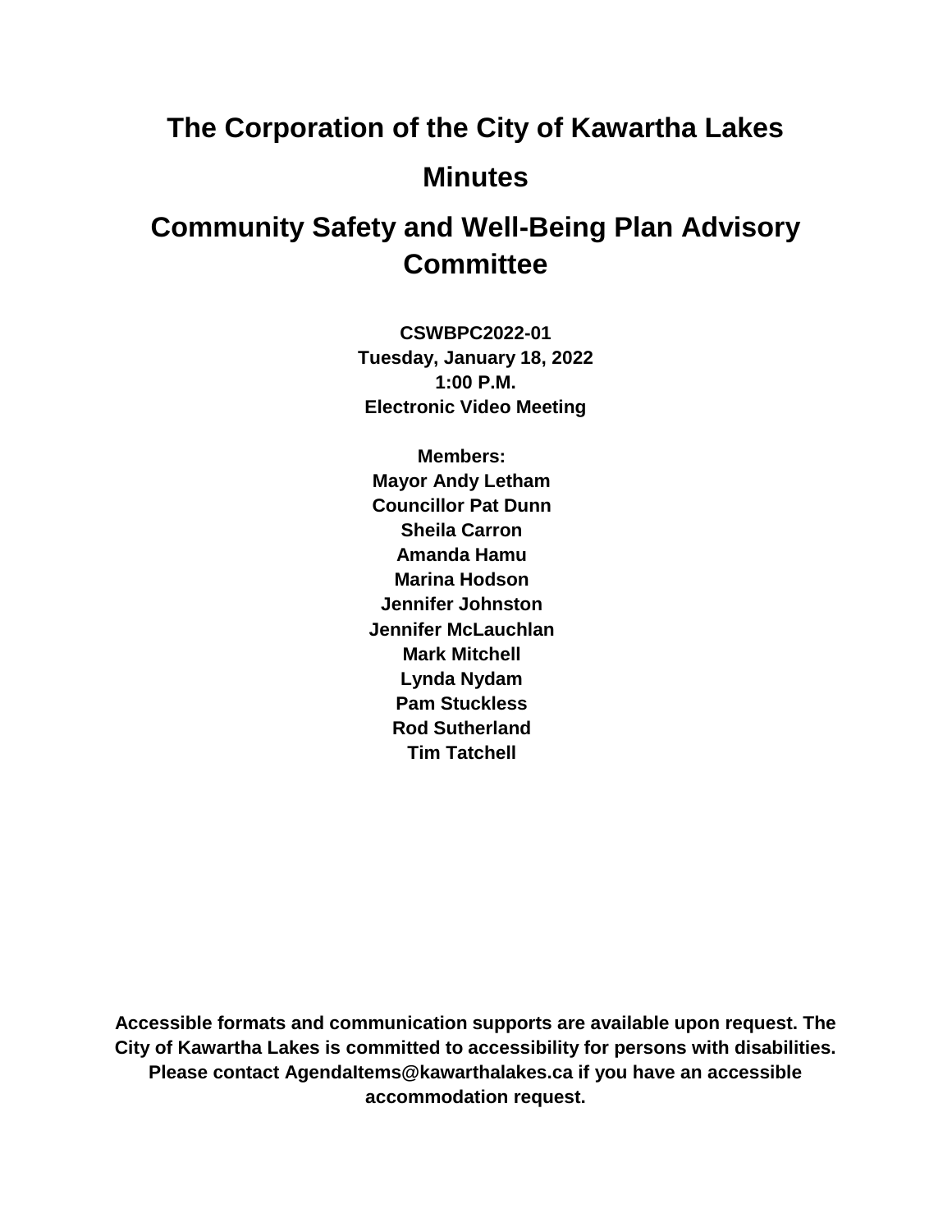# The Corporation of the City of Kawartha Lakes

# Minutes

# Community Safety and Well-Being Plan Advisory Committee

**CSWBPC2022-01**
**Tuesday, January 18, 2022**
**1:00 P.M.**
**Electronic Video Meeting**

**Members:**
**Mayor Andy Letham**
**Councillor Pat Dunn**
**Sheila Carron**
**Amanda Hamu**
**Marina Hodson**
**Jennifer Johnston**
**Jennifer McLauchlan**
**Mark Mitchell**
**Lynda Nydam**
**Pam Stuckless**
**Rod Sutherland**
**Tim Tatchell**

**Accessible formats and communication supports are available upon request. The City of Kawartha Lakes is committed to accessibility for persons with disabilities. Please contact AgendaItems@kawarthalakes.ca if you have an accessible accommodation request.**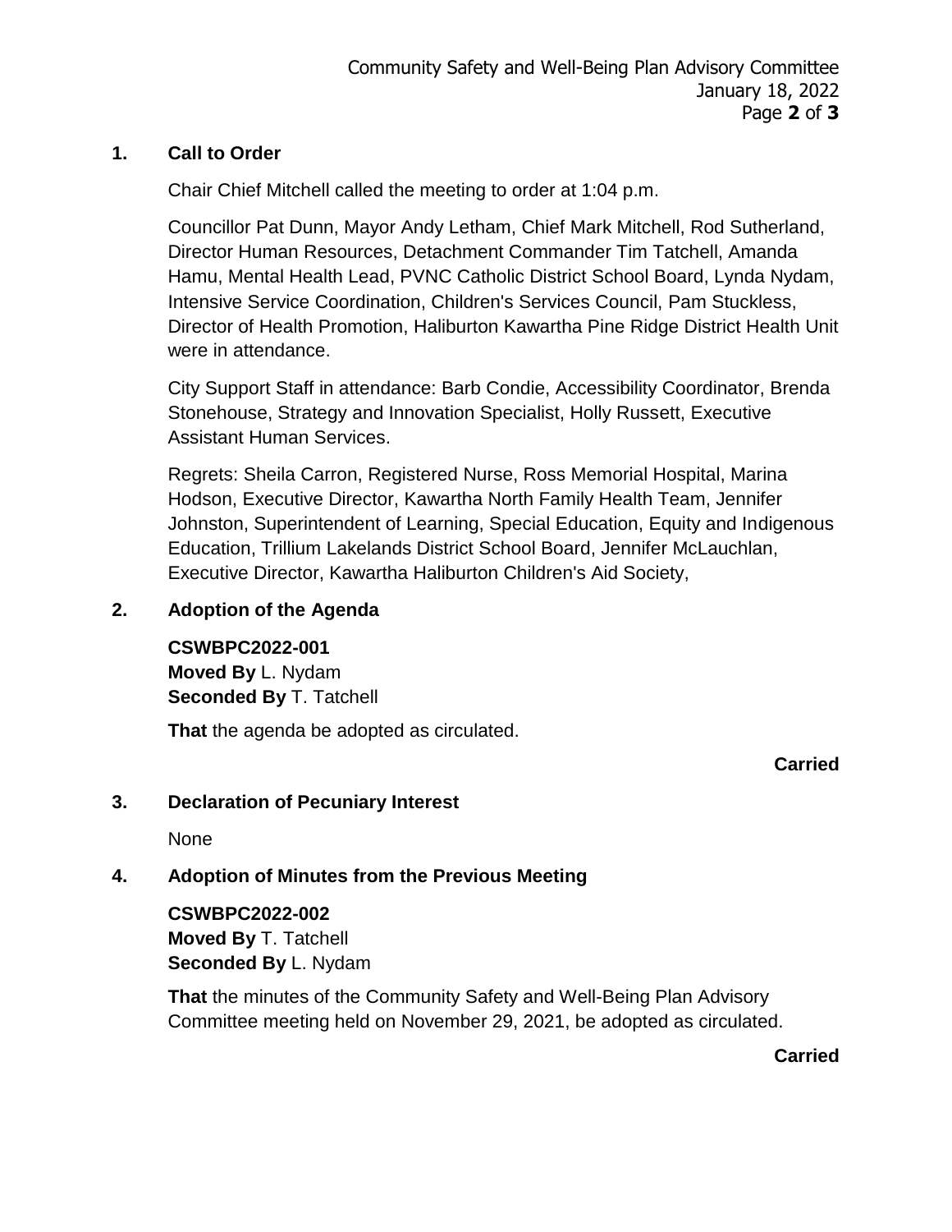## 1. Call to Order

Chair Chief Mitchell called the meeting to order at 1:04 p.m.

Councillor Pat Dunn, Mayor Andy Letham, Chief Mark Mitchell, Rod Sutherland, Director Human Resources, Detachment Commander Tim Tatchell, Amanda Hamu, Mental Health Lead, PVNC Catholic District School Board, Lynda Nydam, Intensive Service Coordination, Children's Services Council, Pam Stuckless, Director of Health Promotion, Haliburton Kawartha Pine Ridge District Health Unit were in attendance.

City Support Staff in attendance: Barb Condie, Accessibility Coordinator, Brenda Stonehouse, Strategy and Innovation Specialist, Holly Russett, Executive Assistant Human Services.

Regrets: Sheila Carron, Registered Nurse, Ross Memorial Hospital, Marina Hodson, Executive Director, Kawartha North Family Health Team, Jennifer Johnston, Superintendent of Learning, Special Education, Equity and Indigenous Education, Trillium Lakelands District School Board, Jennifer McLauchlan, Executive Director, Kawartha Haliburton Children's Aid Society,

## 2. Adoption of the Agenda

**CSWBPC2022-001**
**Moved By** L. Nydam
**Seconded By** T. Tatchell

**That** the agenda be adopted as circulated.

**Carried**

## 3. Declaration of Pecuniary Interest

None

## 4. Adoption of Minutes from the Previous Meeting

**CSWBPC2022-002**
**Moved By** T. Tatchell
**Seconded By** L. Nydam

**That** the minutes of the Community Safety and Well-Being Plan Advisory Committee meeting held on November 29, 2021, be adopted as circulated.

**Carried**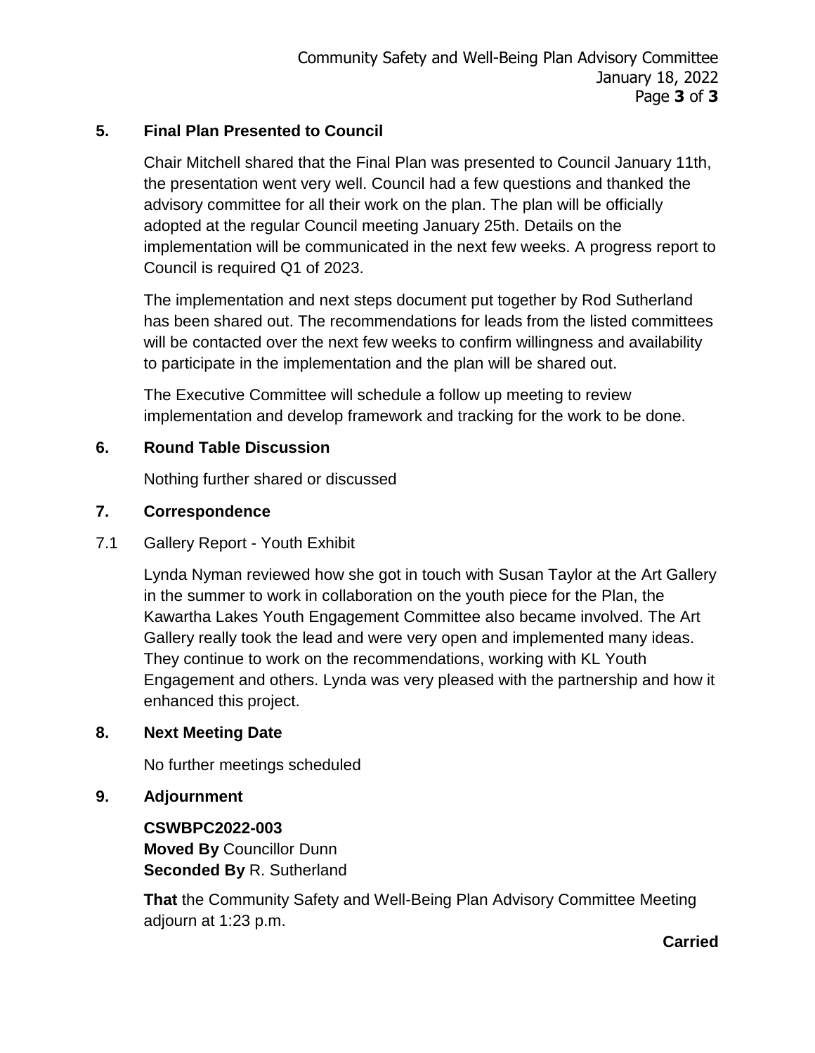## 5. Final Plan Presented to Council

Chair Mitchell shared that the Final Plan was presented to Council January 11th, the presentation went very well. Council had a few questions and thanked the advisory committee for all their work on the plan. The plan will be officially adopted at the regular Council meeting January 25th. Details on the implementation will be communicated in the next few weeks. A progress report to Council is required Q1 of 2023.

The implementation and next steps document put together by Rod Sutherland has been shared out. The recommendations for leads from the listed committees will be contacted over the next few weeks to confirm willingness and availability to participate in the implementation and the plan will be shared out.

The Executive Committee will schedule a follow up meeting to review implementation and develop framework and tracking for the work to be done.

## 6. Round Table Discussion

Nothing further shared or discussed

## 7. Correspondence

### 7.1 Gallery Report - Youth Exhibit

Lynda Nyman reviewed how she got in touch with Susan Taylor at the Art Gallery in the summer to work in collaboration on the youth piece for the Plan, the Kawartha Lakes Youth Engagement Committee also became involved. The Art Gallery really took the lead and were very open and implemented many ideas. They continue to work on the recommendations, working with KL Youth Engagement and others. Lynda was very pleased with the partnership and how it enhanced this project.

## 8. Next Meeting Date

No further meetings scheduled

## 9. Adjournment

**CSWBPC2022-003**
**Moved By** Councillor Dunn
**Seconded By** R. Sutherland

**That** the Community Safety and Well-Being Plan Advisory Committee Meeting adjourn at 1:23 p.m.

**Carried**